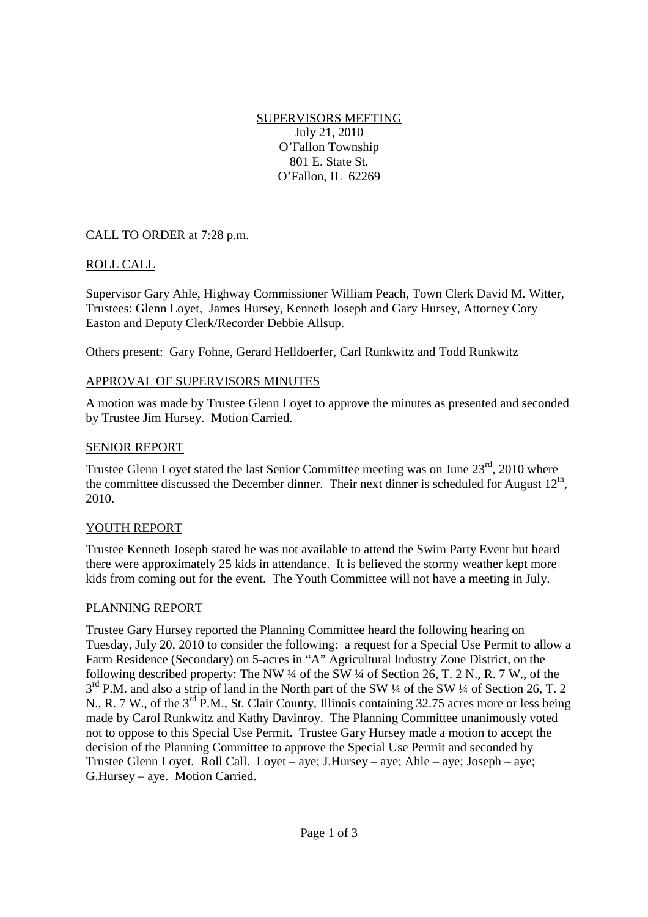# SUPERVISORS MEETING

July 21, 2010
O'Fallon Township
801 E. State St.
O'Fallon, IL 62269

## CALL TO ORDER at 7:28 p.m.

## ROLL CALL

Supervisor Gary Ahle, Highway Commissioner William Peach, Town Clerk David M. Witter, Trustees: Glenn Loyet, James Hursey, Kenneth Joseph and Gary Hursey, Attorney Cory Easton and Deputy Clerk/Recorder Debbie Allsup.

Others present: Gary Fohne, Gerard Helldoerfer, Carl Runkwitz and Todd Runkwitz

## APPROVAL OF SUPERVISORS MINUTES

A motion was made by Trustee Glenn Loyet to approve the minutes as presented and seconded by Trustee Jim Hursey. Motion Carried.

## SENIOR REPORT

Trustee Glenn Loyet stated the last Senior Committee meeting was on June 23rd, 2010 where the committee discussed the December dinner. Their next dinner is scheduled for August 12th, 2010.

## YOUTH REPORT

Trustee Kenneth Joseph stated he was not available to attend the Swim Party Event but heard there were approximately 25 kids in attendance. It is believed the stormy weather kept more kids from coming out for the event. The Youth Committee will not have a meeting in July.

## PLANNING REPORT

Trustee Gary Hursey reported the Planning Committee heard the following hearing on Tuesday, July 20, 2010 to consider the following: a request for a Special Use Permit to allow a Farm Residence (Secondary) on 5-acres in "A" Agricultural Industry Zone District, on the following described property: The NW ¼ of the SW ¼ of Section 26, T. 2 N., R. 7 W., of the 3rd P.M. and also a strip of land in the North part of the SW ¼ of the SW ¼ of Section 26, T. 2 N., R. 7 W., of the 3rd P.M., St. Clair County, Illinois containing 32.75 acres more or less being made by Carol Runkwitz and Kathy Davinroy. The Planning Committee unanimously voted not to oppose to this Special Use Permit. Trustee Gary Hursey made a motion to accept the decision of the Planning Committee to approve the Special Use Permit and seconded by Trustee Glenn Loyet. Roll Call. Loyet – aye; J.Hursey – aye; Ahle – aye; Joseph – aye; G.Hursey – aye. Motion Carried.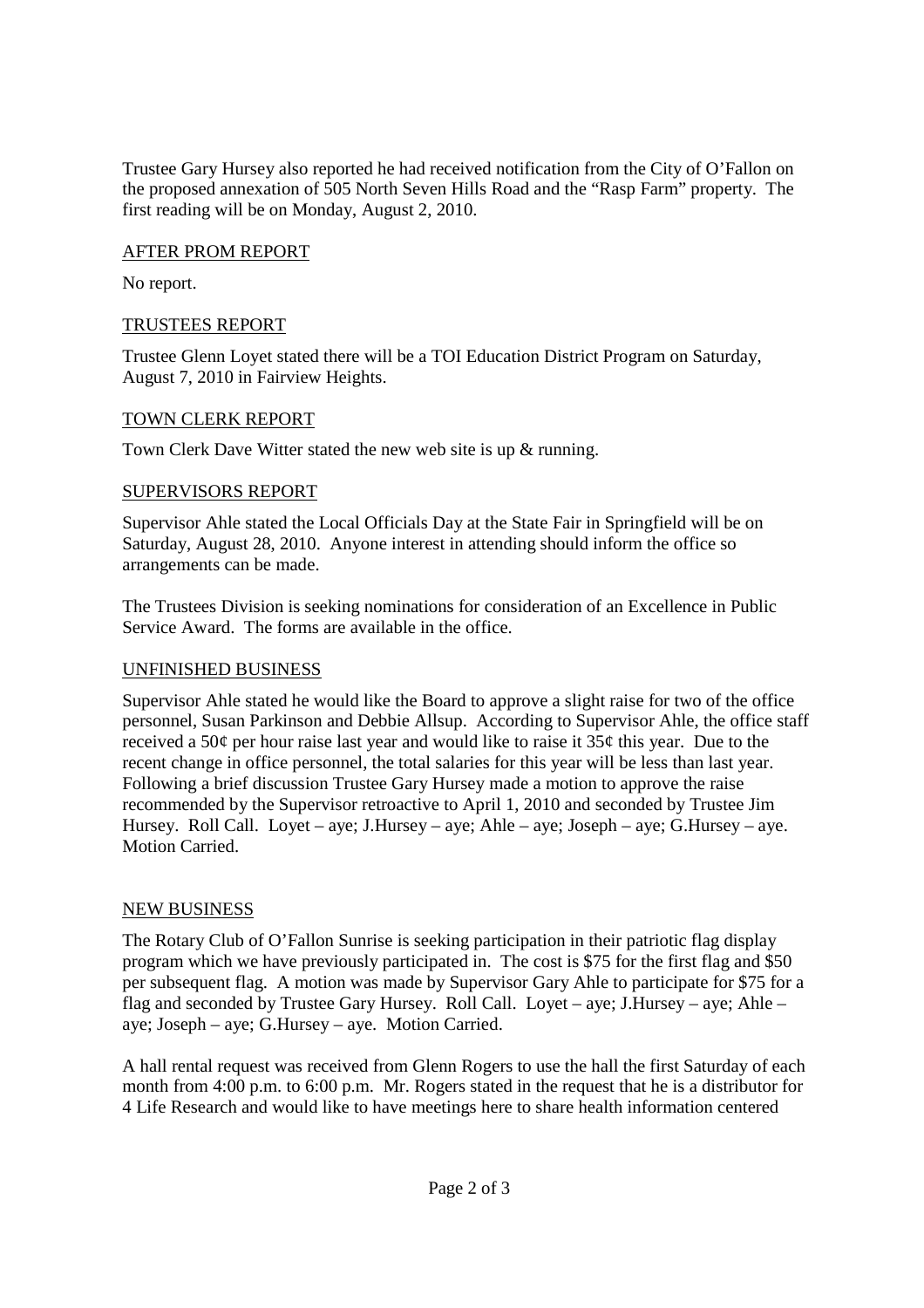Trustee Gary Hursey also reported he had received notification from the City of O'Fallon on the proposed annexation of 505 North Seven Hills Road and the "Rasp Farm" property. The first reading will be on Monday, August 2, 2010.

## AFTER PROM REPORT

No report.

## TRUSTEES REPORT

Trustee Glenn Loyet stated there will be a TOI Education District Program on Saturday, August 7, 2010 in Fairview Heights.

## TOWN CLERK REPORT

Town Clerk Dave Witter stated the new web site is up & running.

## SUPERVISORS REPORT

Supervisor Ahle stated the Local Officials Day at the State Fair in Springfield will be on Saturday, August 28, 2010. Anyone interest in attending should inform the office so arrangements can be made.

The Trustees Division is seeking nominations for consideration of an Excellence in Public Service Award. The forms are available in the office.

## UNFINISHED BUSINESS

Supervisor Ahle stated he would like the Board to approve a slight raise for two of the office personnel, Susan Parkinson and Debbie Allsup. According to Supervisor Ahle, the office staff received a 50¢ per hour raise last year and would like to raise it 35¢ this year. Due to the recent change in office personnel, the total salaries for this year will be less than last year. Following a brief discussion Trustee Gary Hursey made a motion to approve the raise recommended by the Supervisor retroactive to April 1, 2010 and seconded by Trustee Jim Hursey. Roll Call. Loyet – aye; J.Hursey – aye; Ahle – aye; Joseph – aye; G.Hursey – aye. Motion Carried.

## NEW BUSINESS

The Rotary Club of O'Fallon Sunrise is seeking participation in their patriotic flag display program which we have previously participated in. The cost is $75 for the first flag and $50 per subsequent flag. A motion was made by Supervisor Gary Ahle to participate for $75 for a flag and seconded by Trustee Gary Hursey. Roll Call. Loyet – aye; J.Hursey – aye; Ahle – aye; Joseph – aye; G.Hursey – aye. Motion Carried.

A hall rental request was received from Glenn Rogers to use the hall the first Saturday of each month from 4:00 p.m. to 6:00 p.m. Mr. Rogers stated in the request that he is a distributor for 4 Life Research and would like to have meetings here to share health information centered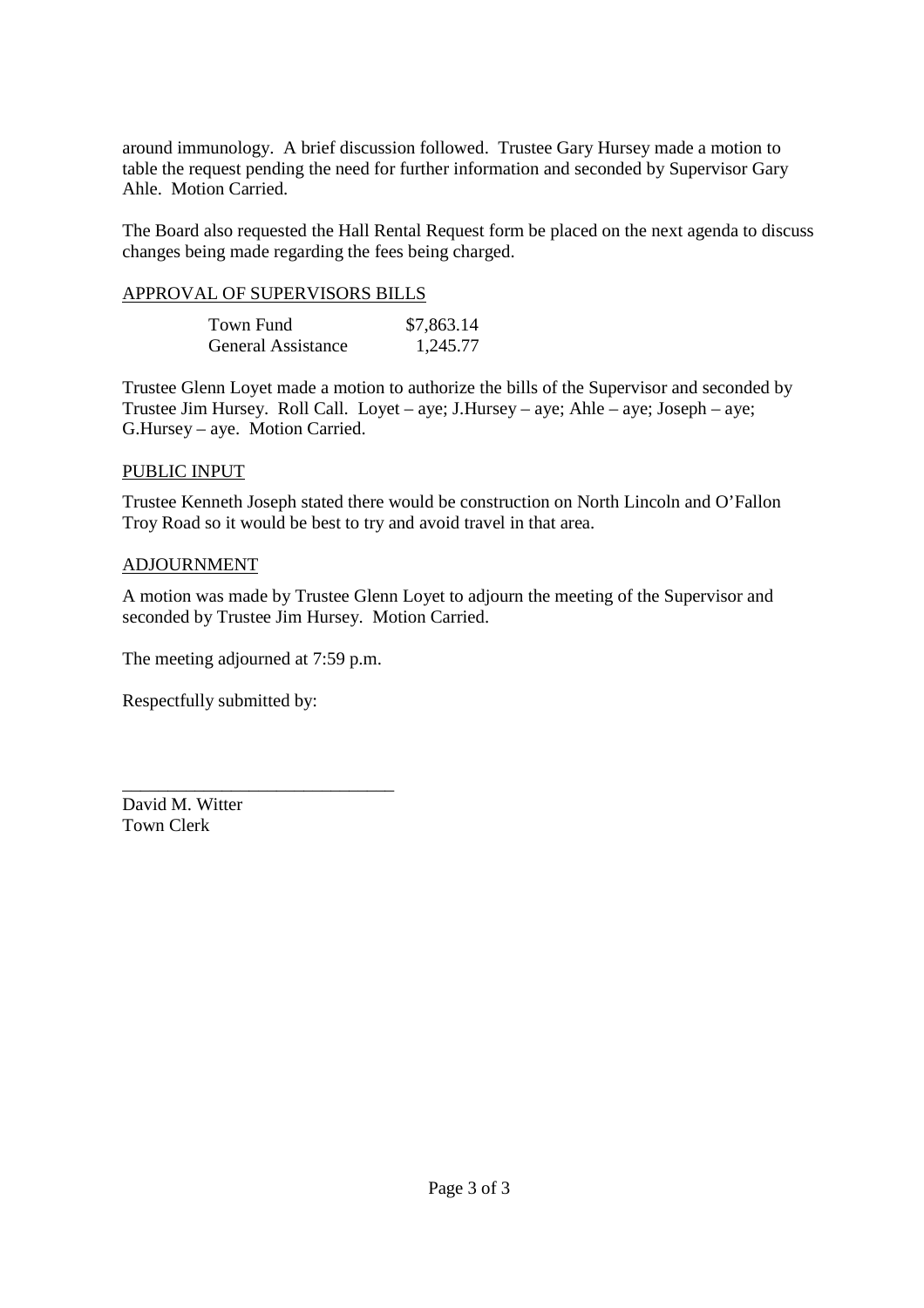around immunology. A brief discussion followed. Trustee Gary Hursey made a motion to table the request pending the need for further information and seconded by Supervisor Gary Ahle. Motion Carried.

The Board also requested the Hall Rental Request form be placed on the next agenda to discuss changes being made regarding the fees being charged.

APPROVAL OF SUPERVISORS BILLS

| | |
|---|---|
| Town Fund | \$7,863.14 |
| General Assistance | 1,245.77 |

Trustee Glenn Loyet made a motion to authorize the bills of the Supervisor and seconded by Trustee Jim Hursey. Roll Call. Loyet – aye; J.Hursey – aye; Ahle – aye; Joseph – aye; G.Hursey – aye. Motion Carried.

PUBLIC INPUT

Trustee Kenneth Joseph stated there would be construction on North Lincoln and O'Fallon Troy Road so it would be best to try and avoid travel in that area.

ADJOURNMENT

A motion was made by Trustee Glenn Loyet to adjourn the meeting of the Supervisor and seconded by Trustee Jim Hursey. Motion Carried.

The meeting adjourned at 7:59 p.m.

Respectfully submitted by:

______________________________
David M. Witter
Town Clerk